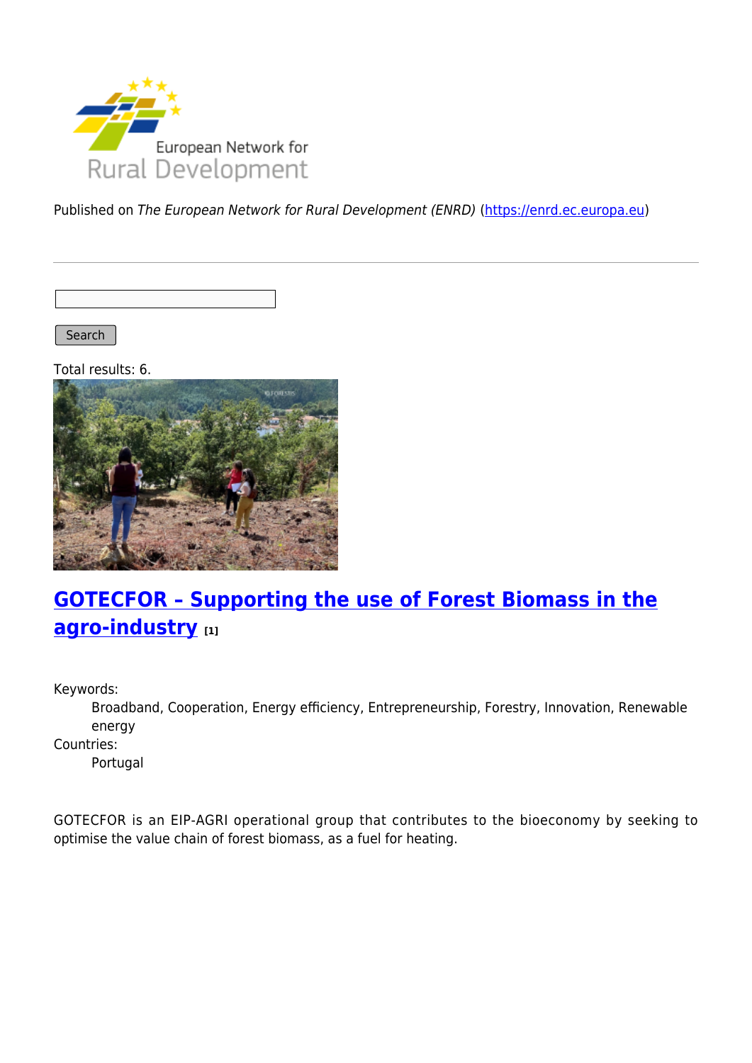European Network for Rural Development

Published on *The European Network for Rural Development (ENRD)* (https://enrd.ec.europa.eu)

Search

Total results: 6.

## GOTECFOR – Supporting the use of Forest Biomass in the agro-industry [1]

Keywords:
Broadband, Cooperation, Energy efficiency, Entrepreneurship, Forestry, Innovation, Renewable energy

Countries:
Portugal

GOTECFOR is an EIP-AGRI operational group that contributes to the bioeconomy by seeking to optimise the value chain of forest biomass, as a fuel for heating.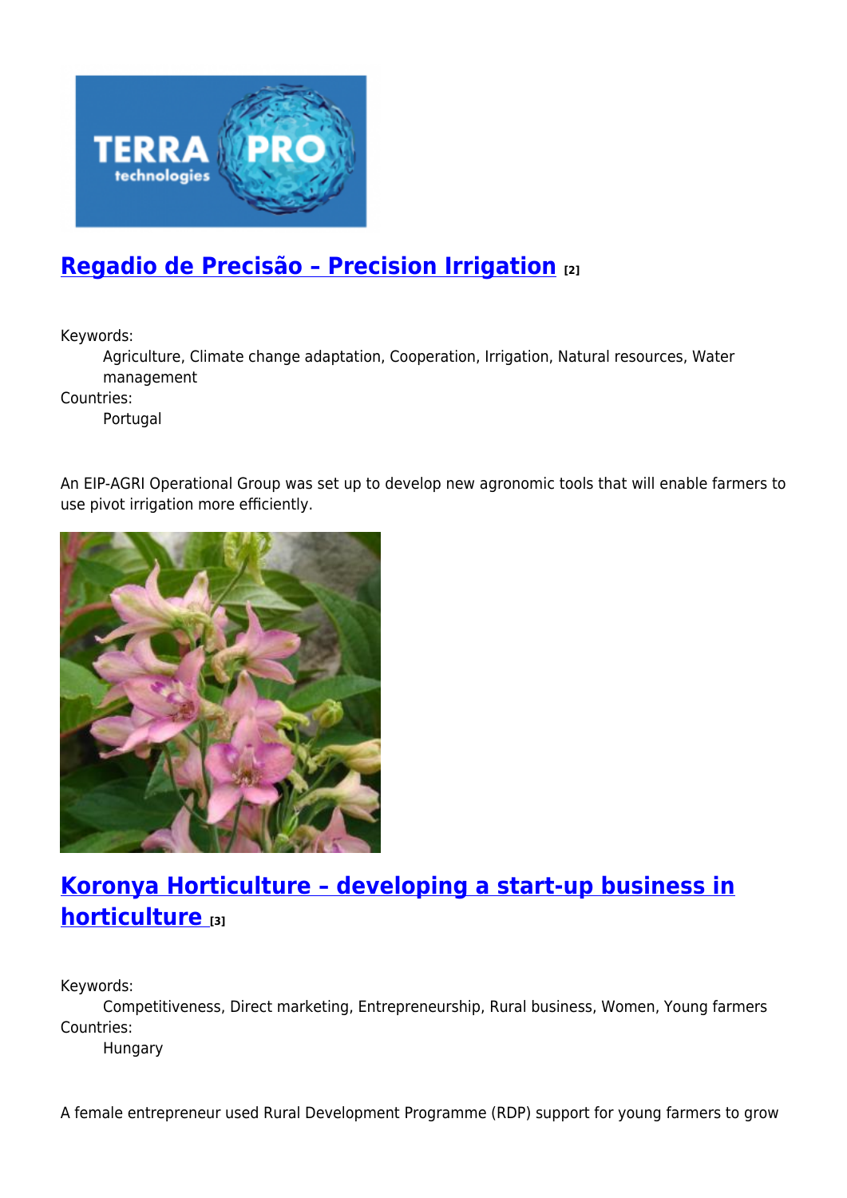## Regadio de Precisão – Precision Irrigation [2]

Keywords:
Agriculture, Climate change adaptation, Cooperation, Irrigation, Natural resources, Water management

Countries:
Portugal

An EIP-AGRI Operational Group was set up to develop new agronomic tools that will enable farmers to use pivot irrigation more efficiently.

## Koronya Horticulture – developing a start-up business in horticulture [3]

Keywords:
Competitiveness, Direct marketing, Entrepreneurship, Rural business, Women, Young farmers

Countries:
Hungary

A female entrepreneur used Rural Development Programme (RDP) support for young farmers to grow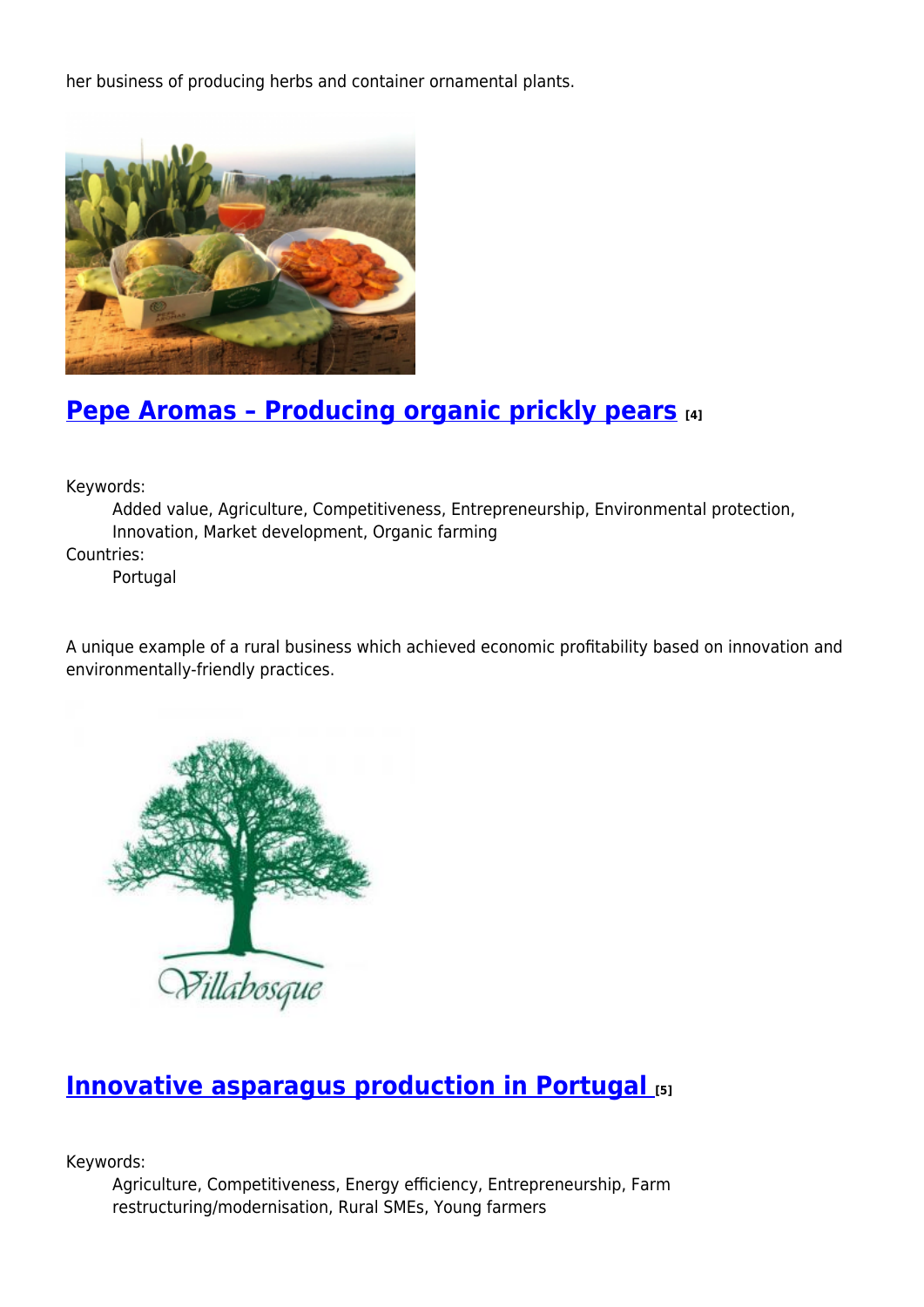her business of producing herbs and container ornamental plants.

## Pepe Aromas – Producing organic prickly pears [4]

Keywords:

Added value, Agriculture, Competitiveness, Entrepreneurship, Environmental protection, Innovation, Market development, Organic farming

Countries:

Portugal

A unique example of a rural business which achieved economic profitability based on innovation and environmentally-friendly practices.

## Innovative asparagus production in Portugal [5]

Keywords:

Agriculture, Competitiveness, Energy efficiency, Entrepreneurship, Farm restructuring/modernisation, Rural SMEs, Young farmers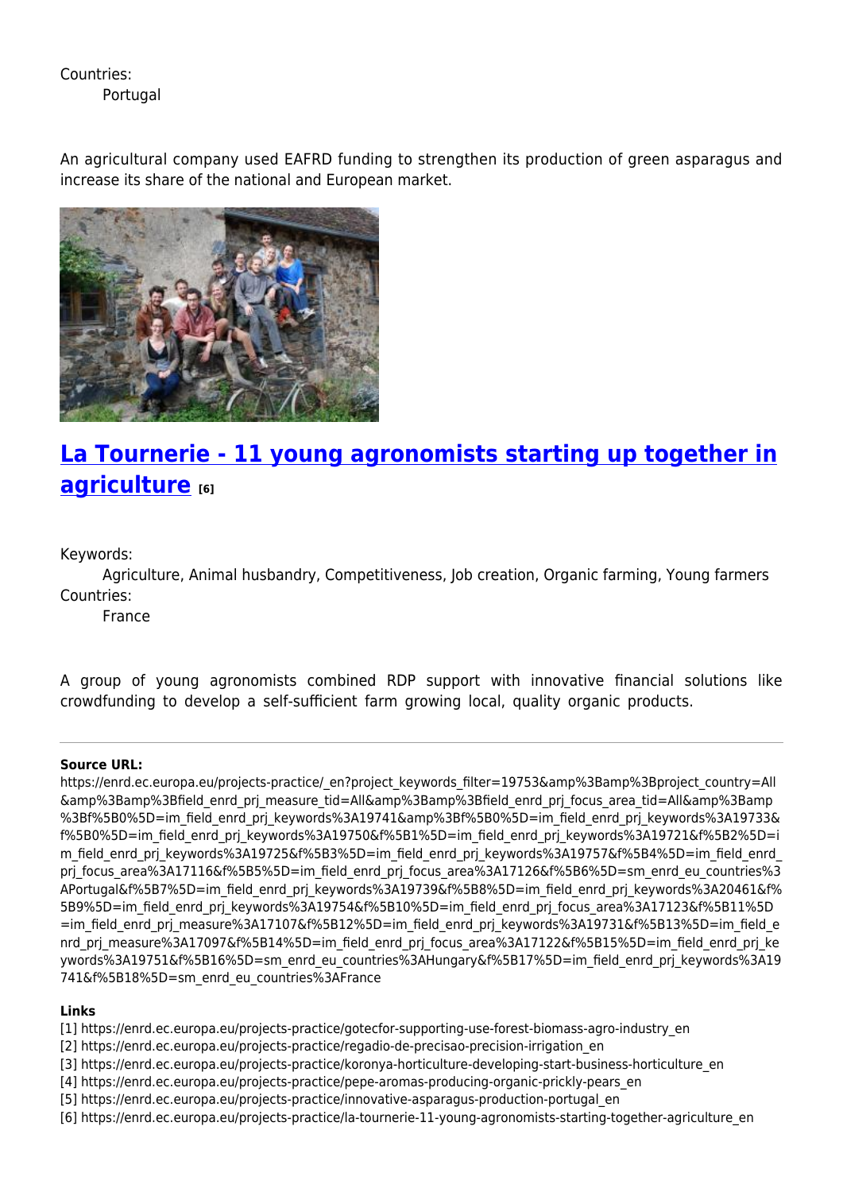Countries:
Portugal

An agricultural company used EAFRD funding to strengthen its production of green asparagus and increase its share of the national and European market.

## [La Tournerie - 11 young agronomists starting up together in agriculture](https://enrd.ec.europa.eu/projects-practice/la-tournerie-11-young-agronomists-starting-together-agriculture_en) [6]

Keywords:
Agriculture, Animal husbandry, Competitiveness, Job creation, Organic farming, Young farmers

Countries:
France

A group of young agronomists combined RDP support with innovative financial solutions like crowdfunding to develop a self-sufficient farm growing local, quality organic products.

---

**Source URL:**
https://enrd.ec.europa.eu/projects-practice/_en?project_keywords_filter=19753&amp%3Bamp%3Bproject_country=All&amp%3Bamp%3Bfield_enrd_prj_measure_tid=All&amp%3Bamp%3Bfield_enrd_prj_focus_area_tid=All&amp%3Bamp%3Bf%5B0%5D=im_field_enrd_prj_keywords%3A19741&amp%3Bf%5B0%5D=im_field_enrd_prj_keywords%3A19733&f%5B0%5D=im_field_enrd_prj_keywords%3A19750&f%5B1%5D=im_field_enrd_prj_keywords%3A19721&f%5B2%5D=im_field_enrd_prj_keywords%3A19725&f%5B3%5D=im_field_enrd_prj_keywords%3A19757&f%5B4%5D=im_field_enrd_prj_focus_area%3A17116&f%5B5%5D=im_field_enrd_prj_focus_area%3A17126&f%5B6%5D=sm_enrd_eu_countries%3APortugal&f%5B7%5D=im_field_enrd_prj_keywords%3A19739&f%5B8%5D=im_field_enrd_prj_keywords%3A20461&f%5B9%5D=im_field_enrd_prj_keywords%3A19754&f%5B10%5D=im_field_enrd_prj_focus_area%3A17123&f%5B11%5D=im_field_enrd_prj_measure%3A17107&f%5B12%5D=im_field_enrd_prj_keywords%3A19731&f%5B13%5D=im_field_enrd_prj_measure%3A17097&f%5B14%5D=im_field_enrd_prj_focus_area%3A17122&f%5B15%5D=im_field_enrd_prj_keywords%3A19751&f%5B16%5D=sm_enrd_eu_countries%3AHungary&f%5B17%5D=im_field_enrd_prj_keywords%3A19741&f%5B18%5D=sm_enrd_eu_countries%3AFrance

**Links**

[1] https://enrd.ec.europa.eu/projects-practice/gotecfor-supporting-use-forest-biomass-agro-industry_en
[2] https://enrd.ec.europa.eu/projects-practice/regadio-de-precisao-precision-irrigation_en
[3] https://enrd.ec.europa.eu/projects-practice/koronya-horticulture-developing-start-business-horticulture_en
[4] https://enrd.ec.europa.eu/projects-practice/pepe-aromas-producing-organic-prickly-pears_en
[5] https://enrd.ec.europa.eu/projects-practice/innovative-asparagus-production-portugal_en
[6] https://enrd.ec.europa.eu/projects-practice/la-tournerie-11-young-agronomists-starting-together-agriculture_en